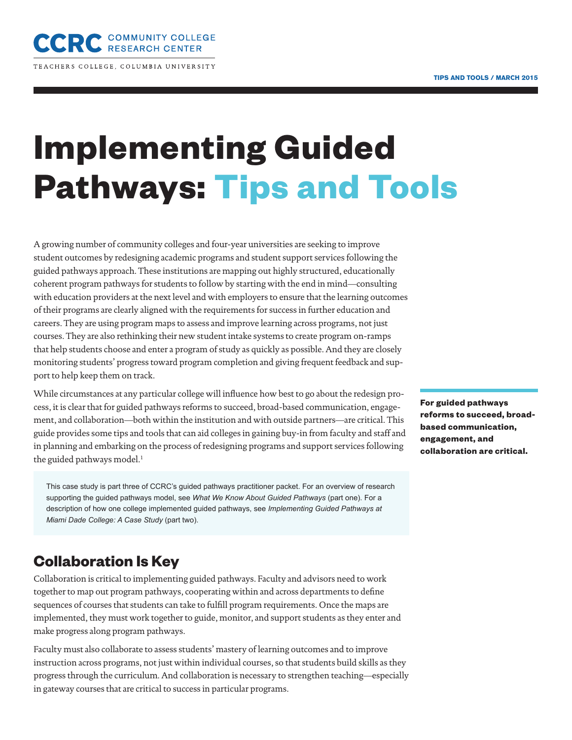CCRC COMMUNITY COLLEGE RESEARCH CENTER

TEACHERS COLLEGE, COLUMBIA UNIVERSITY

TIPS AND TOOLS / MARCH 2015

# Implementing Guided Pathways: Tips and Tools

A growing number of community colleges and four-year universities are seeking to improve student outcomes by redesigning academic programs and student support services following the guided pathways approach. These institutions are mapping out highly structured, educationally coherent program pathways for students to follow by starting with the end in mind—consulting with education providers at the next level and with employers to ensure that the learning outcomes of their programs are clearly aligned with the requirements for success in further education and careers. They are using program maps to assess and improve learning across programs, not just courses. They are also rethinking their new student intake systems to create program on-ramps that help students choose and enter a program of study as quickly as possible. And they are closely monitoring students' progress toward program completion and giving frequent feedback and support to help keep them on track.

While circumstances at any particular college will influence how best to go about the redesign process, it is clear that for guided pathways reforms to succeed, broad-based communication, engagement, and collaboration—both within the institution and with outside partners—are critical. This guide provides some tips and tools that can aid colleges in gaining buy-in from faculty and staff and in planning and embarking on the process of redesigning programs and support services following the guided pathways model.[1]

**For guided pathways reforms to succeed, broad-based communication, engagement, and collaboration are critical.**

This case study is part three of CCRC's guided pathways practitioner packet. For an overview of research supporting the guided pathways model, see *What We Know About Guided Pathways* (part one). For a description of how one college implemented guided pathways, see *Implementing Guided Pathways at Miami Dade College: A Case Study* (part two).

## Collaboration Is Key

Collaboration is critical to implementing guided pathways. Faculty and advisors need to work together to map out program pathways, cooperating within and across departments to define sequences of courses that students can take to fulfill program requirements. Once the maps are implemented, they must work together to guide, monitor, and support students as they enter and make progress along program pathways.

Faculty must also collaborate to assess students' mastery of learning outcomes and to improve instruction across programs, not just within individual courses, so that students build skills as they progress through the curriculum. And collaboration is necessary to strengthen teaching—especially in gateway courses that are critical to success in particular programs.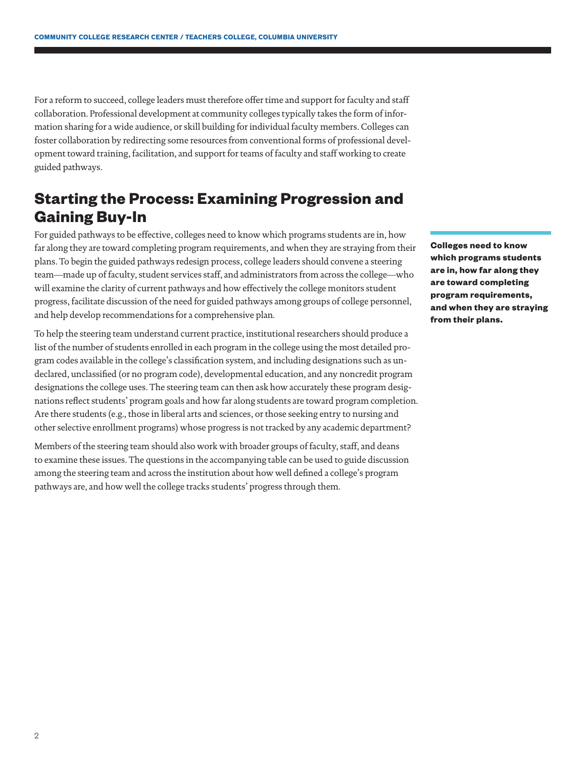For a reform to succeed, college leaders must therefore offer time and support for faculty and staff collaboration. Professional development at community colleges typically takes the form of information sharing for a wide audience, or skill building for individual faculty members. Colleges can foster collaboration by redirecting some resources from conventional forms of professional development toward training, facilitation, and support for teams of faculty and staff working to create guided pathways.

## Starting the Process: Examining Progression and Gaining Buy-In

For guided pathways to be effective, colleges need to know which programs students are in, how far along they are toward completing program requirements, and when they are straying from their plans. To begin the guided pathways redesign process, college leaders should convene a steering team—made up of faculty, student services staff, and administrators from across the college—who will examine the clarity of current pathways and how effectively the college monitors student progress, facilitate discussion of the need for guided pathways among groups of college personnel, and help develop recommendations for a comprehensive plan.

**Colleges need to know which programs students are in, how far along they are toward completing program requirements, and when they are straying from their plans.**

To help the steering team understand current practice, institutional researchers should produce a list of the number of students enrolled in each program in the college using the most detailed program codes available in the college's classification system, and including designations such as undeclared, unclassified (or no program code), developmental education, and any noncredit program designations the college uses. The steering team can then ask how accurately these program designations reflect students' program goals and how far along students are toward program completion. Are there students (e.g., those in liberal arts and sciences, or those seeking entry to nursing and other selective enrollment programs) whose progress is not tracked by any academic department?

Members of the steering team should also work with broader groups of faculty, staff, and deans to examine these issues. The questions in the accompanying table can be used to guide discussion among the steering team and across the institution about how well defined a college's program pathways are, and how well the college tracks students' progress through them.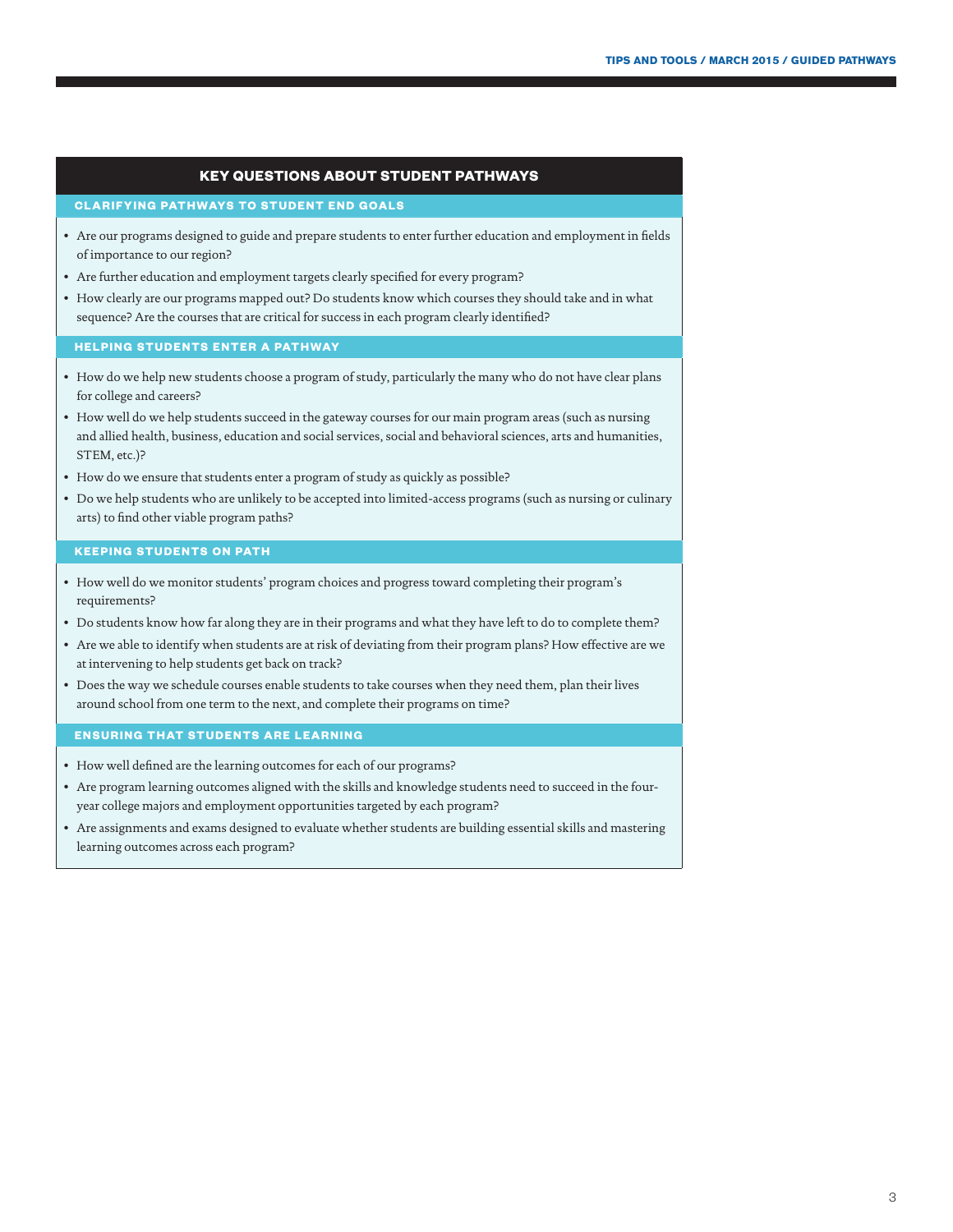## KEY QUESTIONS ABOUT STUDENT PATHWAYS

### CLARIFYING PATHWAYS TO STUDENT END GOALS

- Are our programs designed to guide and prepare students to enter further education and employment in fields of importance to our region?
- Are further education and employment targets clearly specified for every program?
- How clearly are our programs mapped out? Do students know which courses they should take and in what sequence? Are the courses that are critical for success in each program clearly identified?

### HELPING STUDENTS ENTER A PATHWAY

- How do we help new students choose a program of study, particularly the many who do not have clear plans for college and careers?
- How well do we help students succeed in the gateway courses for our main program areas (such as nursing and allied health, business, education and social services, social and behavioral sciences, arts and humanities, STEM, etc.)?
- How do we ensure that students enter a program of study as quickly as possible?
- Do we help students who are unlikely to be accepted into limited-access programs (such as nursing or culinary arts) to find other viable program paths?

### KEEPING STUDENTS ON PATH

- How well do we monitor students' program choices and progress toward completing their program's requirements?
- Do students know how far along they are in their programs and what they have left to do to complete them?
- Are we able to identify when students are at risk of deviating from their program plans? How effective are we at intervening to help students get back on track?
- Does the way we schedule courses enable students to take courses when they need them, plan their lives around school from one term to the next, and complete their programs on time?

### ENSURING THAT STUDENTS ARE LEARNING

- How well defined are the learning outcomes for each of our programs?
- Are program learning outcomes aligned with the skills and knowledge students need to succeed in the four-year college majors and employment opportunities targeted by each program?
- Are assignments and exams designed to evaluate whether students are building essential skills and mastering learning outcomes across each program?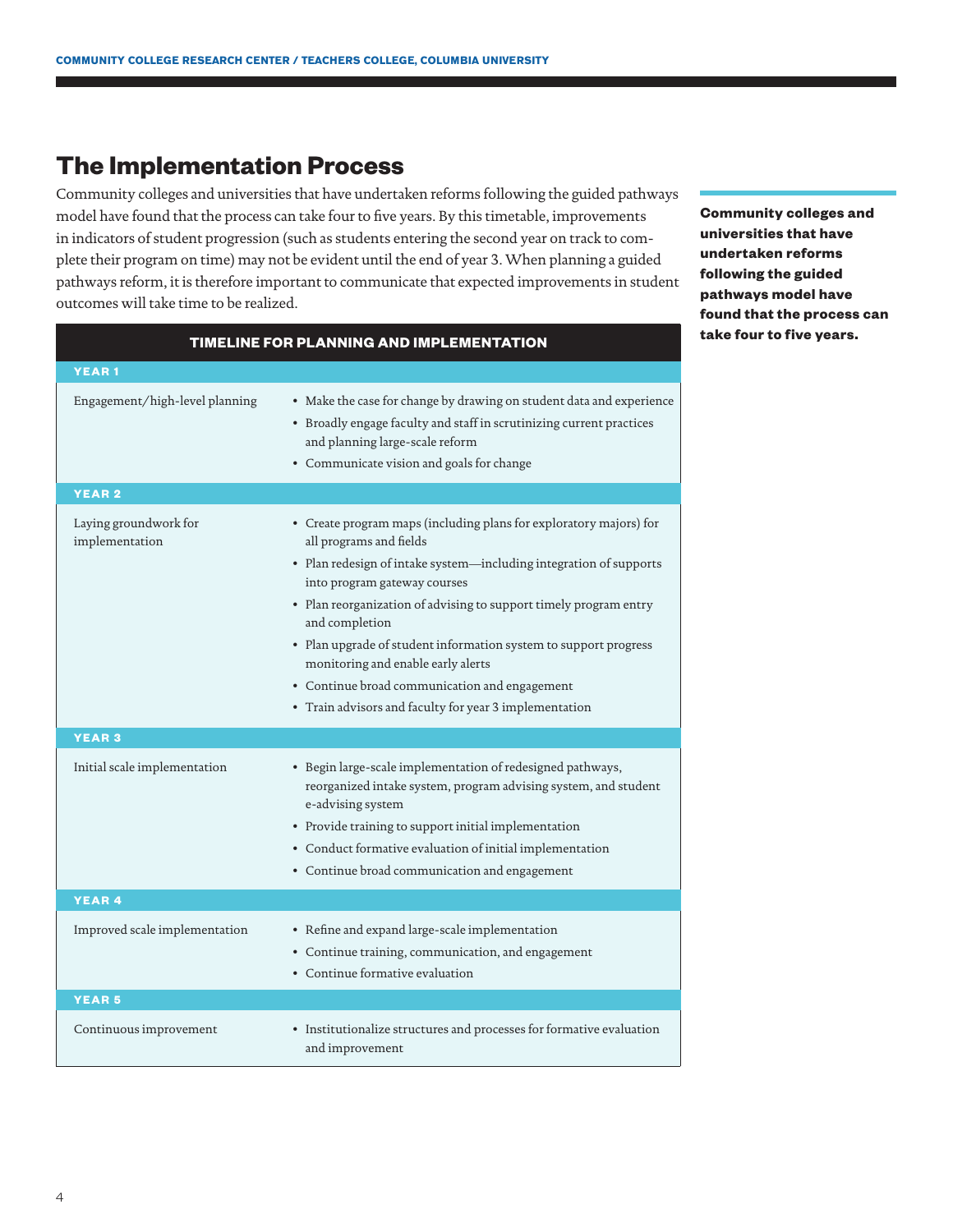## The Implementation Process

Community colleges and universities that have undertaken reforms following the guided pathways model have found that the process can take four to five years. By this timetable, improvements in indicators of student progression (such as students entering the second year on track to complete their program on time) may not be evident until the end of year 3. When planning a guided pathways reform, it is therefore important to communicate that expected improvements in student outcomes will take time to be realized.

**Community colleges and universities that have undertaken reforms following the guided pathways model have found that the process can take four to five years.**

**TIMELINE FOR PLANNING AND IMPLEMENTATION**

| Phase | Activities |
|---|---|
| **YEAR 1** | |
| Engagement/high-level planning | • Make the case for change by drawing on student data and experience<br>• Broadly engage faculty and staff in scrutinizing current practices and planning large-scale reform<br>• Communicate vision and goals for change |
| **YEAR 2** | |
| Laying groundwork for implementation | • Create program maps (including plans for exploratory majors) for all programs and fields<br>• Plan redesign of intake system—including integration of supports into program gateway courses<br>• Plan reorganization of advising to support timely program entry and completion<br>• Plan upgrade of student information system to support progress monitoring and enable early alerts<br>• Continue broad communication and engagement<br>• Train advisors and faculty for year 3 implementation |
| **YEAR 3** | |
| Initial scale implementation | • Begin large-scale implementation of redesigned pathways, reorganized intake system, program advising system, and student e-advising system<br>• Provide training to support initial implementation<br>• Conduct formative evaluation of initial implementation<br>• Continue broad communication and engagement |
| **YEAR 4** | |
| Improved scale implementation | • Refine and expand large-scale implementation<br>• Continue training, communication, and engagement<br>• Continue formative evaluation |
| **YEAR 5** | |
| Continuous improvement | • Institutionalize structures and processes for formative evaluation and improvement |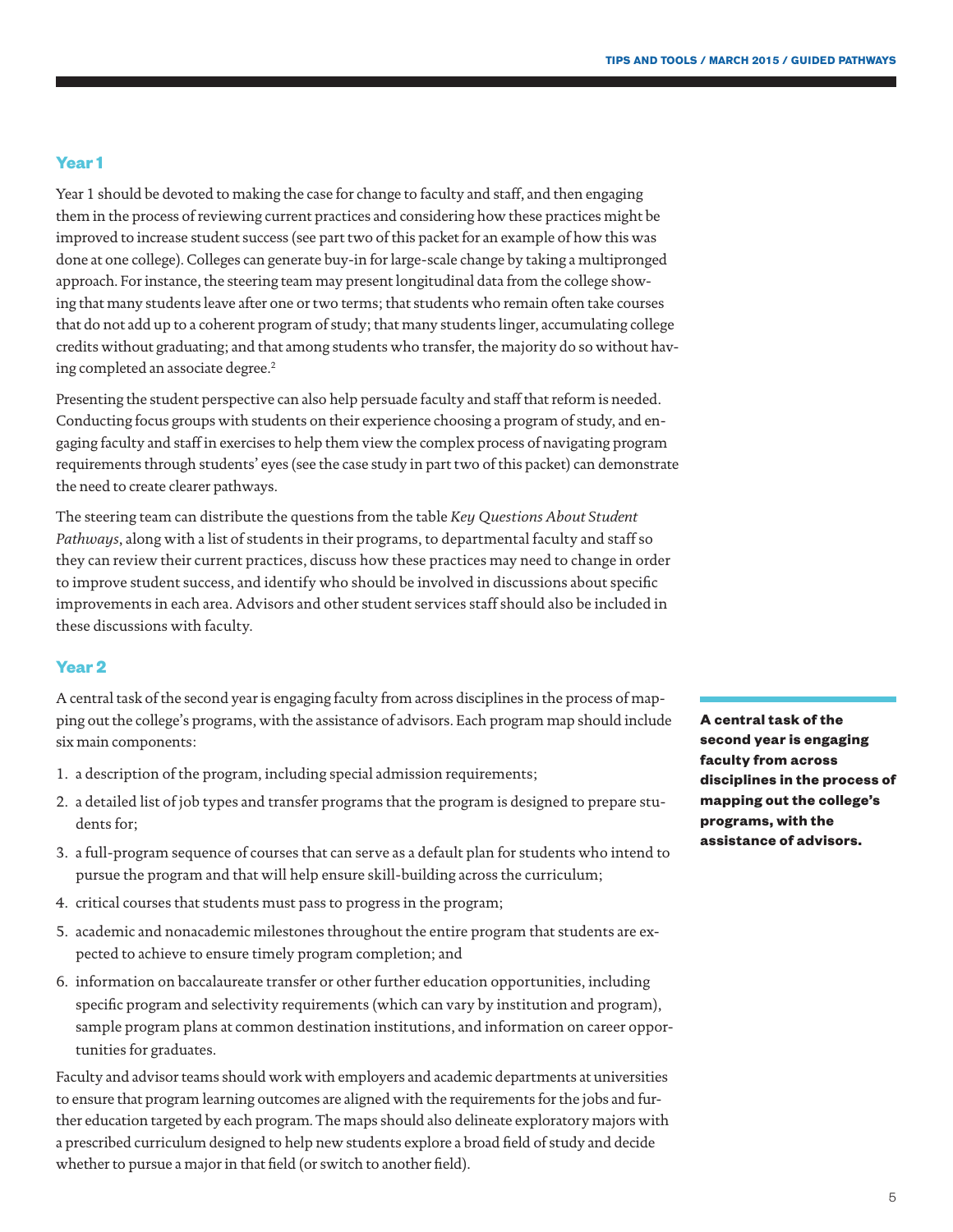## Year 1

Year 1 should be devoted to making the case for change to faculty and staff, and then engaging them in the process of reviewing current practices and considering how these practices might be improved to increase student success (see part two of this packet for an example of how this was done at one college). Colleges can generate buy-in for large-scale change by taking a multipronged approach. For instance, the steering team may present longitudinal data from the college showing that many students leave after one or two terms; that students who remain often take courses that do not add up to a coherent program of study; that many students linger, accumulating college credits without graduating; and that among students who transfer, the majority do so without having completed an associate degree.[2]

Presenting the student perspective can also help persuade faculty and staff that reform is needed. Conducting focus groups with students on their experience choosing a program of study, and engaging faculty and staff in exercises to help them view the complex process of navigating program requirements through students' eyes (see the case study in part two of this packet) can demonstrate the need to create clearer pathways.

The steering team can distribute the questions from the table *Key Questions About Student Pathways*, along with a list of students in their programs, to departmental faculty and staff so they can review their current practices, discuss how these practices may need to change in order to improve student success, and identify who should be involved in discussions about specific improvements in each area. Advisors and other student services staff should also be included in these discussions with faculty.

## Year 2

A central task of the second year is engaging faculty from across disciplines in the process of mapping out the college's programs, with the assistance of advisors. Each program map should include six main components:

1. a description of the program, including special admission requirements;
2. a detailed list of job types and transfer programs that the program is designed to prepare students for;
3. a full-program sequence of courses that can serve as a default plan for students who intend to pursue the program and that will help ensure skill-building across the curriculum;
4. critical courses that students must pass to progress in the program;
5. academic and nonacademic milestones throughout the entire program that students are expected to achieve to ensure timely program completion; and
6. information on baccalaureate transfer or other further education opportunities, including specific program and selectivity requirements (which can vary by institution and program), sample program plans at common destination institutions, and information on career opportunities for graduates.

Faculty and advisor teams should work with employers and academic departments at universities to ensure that program learning outcomes are aligned with the requirements for the jobs and further education targeted by each program. The maps should also delineate exploratory majors with a prescribed curriculum designed to help new students explore a broad field of study and decide whether to pursue a major in that field (or switch to another field).

**A central task of the second year is engaging faculty from across disciplines in the process of mapping out the college's programs, with the assistance of advisors.**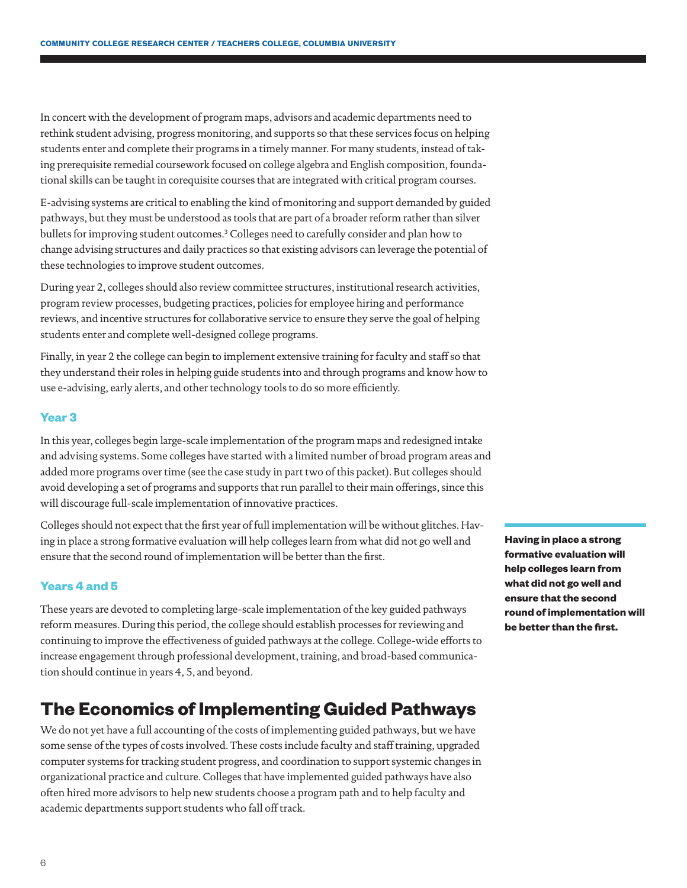In concert with the development of program maps, advisors and academic departments need to rethink student advising, progress monitoring, and supports so that these services focus on helping students enter and complete their programs in a timely manner. For many students, instead of taking prerequisite remedial coursework focused on college algebra and English composition, foundational skills can be taught in corequisite courses that are integrated with critical program courses.

E-advising systems are critical to enabling the kind of monitoring and support demanded by guided pathways, but they must be understood as tools that are part of a broader reform rather than silver bullets for improving student outcomes.[3] Colleges need to carefully consider and plan how to change advising structures and daily practices so that existing advisors can leverage the potential of these technologies to improve student outcomes.

During year 2, colleges should also review committee structures, institutional research activities, program review processes, budgeting practices, policies for employee hiring and performance reviews, and incentive structures for collaborative service to ensure they serve the goal of helping students enter and complete well-designed college programs.

Finally, in year 2 the college can begin to implement extensive training for faculty and staff so that they understand their roles in helping guide students into and through programs and know how to use e-advising, early alerts, and other technology tools to do so more efficiently.

### Year 3

In this year, colleges begin large-scale implementation of the program maps and redesigned intake and advising systems. Some colleges have started with a limited number of broad program areas and added more programs over time (see the case study in part two of this packet). But colleges should avoid developing a set of programs and supports that run parallel to their main offerings, since this will discourage full-scale implementation of innovative practices.

Colleges should not expect that the first year of full implementation will be without glitches. Having in place a strong formative evaluation will help colleges learn from what did not go well and ensure that the second round of implementation will be better than the first.

**Having in place a strong formative evaluation will help colleges learn from what did not go well and ensure that the second round of implementation will be better than the first.**

### Years 4 and 5

These years are devoted to completing large-scale implementation of the key guided pathways reform measures. During this period, the college should establish processes for reviewing and continuing to improve the effectiveness of guided pathways at the college. College-wide efforts to increase engagement through professional development, training, and broad-based communication should continue in years 4, 5, and beyond.

## The Economics of Implementing Guided Pathways

We do not yet have a full accounting of the costs of implementing guided pathways, but we have some sense of the types of costs involved. These costs include faculty and staff training, upgraded computer systems for tracking student progress, and coordination to support systemic changes in organizational practice and culture. Colleges that have implemented guided pathways have also often hired more advisors to help new students choose a program path and to help faculty and academic departments support students who fall off track.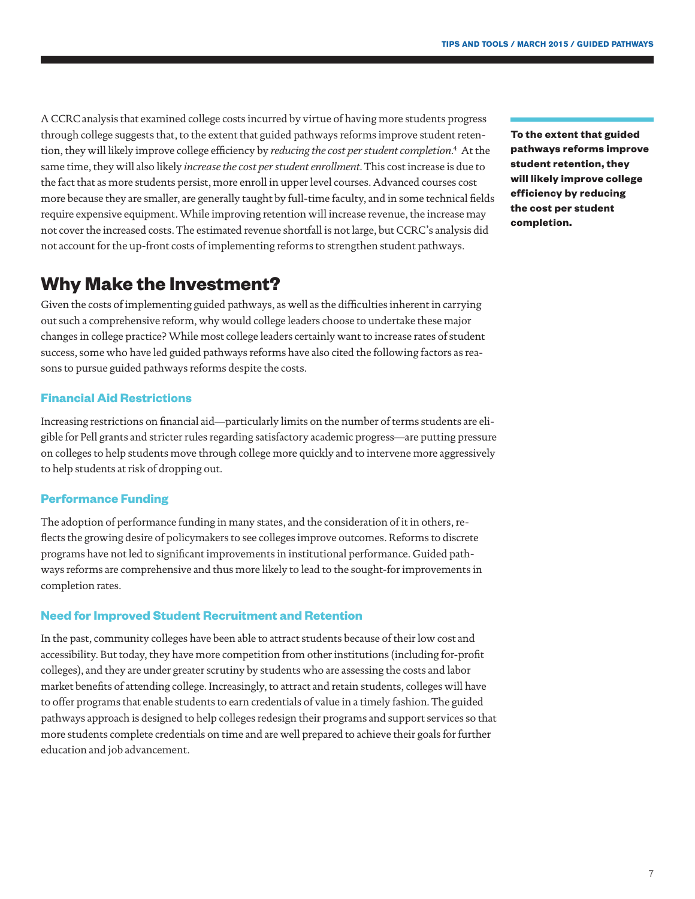A CCRC analysis that examined college costs incurred by virtue of having more students progress through college suggests that, to the extent that guided pathways reforms improve student retention, they will likely improve college efficiency by *reducing the cost per student completion*.[4] At the same time, they will also likely *increase the cost per student enrollment*. This cost increase is due to the fact that as more students persist, more enroll in upper level courses. Advanced courses cost more because they are smaller, are generally taught by full-time faculty, and in some technical fields require expensive equipment. While improving retention will increase revenue, the increase may not cover the increased costs. The estimated revenue shortfall is not large, but CCRC's analysis did not account for the up-front costs of implementing reforms to strengthen student pathways.

**To the extent that guided pathways reforms improve student retention, they will likely improve college efficiency by reducing the cost per student completion.**

## Why Make the Investment?

Given the costs of implementing guided pathways, as well as the difficulties inherent in carrying out such a comprehensive reform, why would college leaders choose to undertake these major changes in college practice? While most college leaders certainly want to increase rates of student success, some who have led guided pathways reforms have also cited the following factors as reasons to pursue guided pathways reforms despite the costs.

### Financial Aid Restrictions

Increasing restrictions on financial aid—particularly limits on the number of terms students are eligible for Pell grants and stricter rules regarding satisfactory academic progress—are putting pressure on colleges to help students move through college more quickly and to intervene more aggressively to help students at risk of dropping out.

### Performance Funding

The adoption of performance funding in many states, and the consideration of it in others, reflects the growing desire of policymakers to see colleges improve outcomes. Reforms to discrete programs have not led to significant improvements in institutional performance. Guided pathways reforms are comprehensive and thus more likely to lead to the sought-for improvements in completion rates.

### Need for Improved Student Recruitment and Retention

In the past, community colleges have been able to attract students because of their low cost and accessibility. But today, they have more competition from other institutions (including for-profit colleges), and they are under greater scrutiny by students who are assessing the costs and labor market benefits of attending college. Increasingly, to attract and retain students, colleges will have to offer programs that enable students to earn credentials of value in a timely fashion. The guided pathways approach is designed to help colleges redesign their programs and support services so that more students complete credentials on time and are well prepared to achieve their goals for further education and job advancement.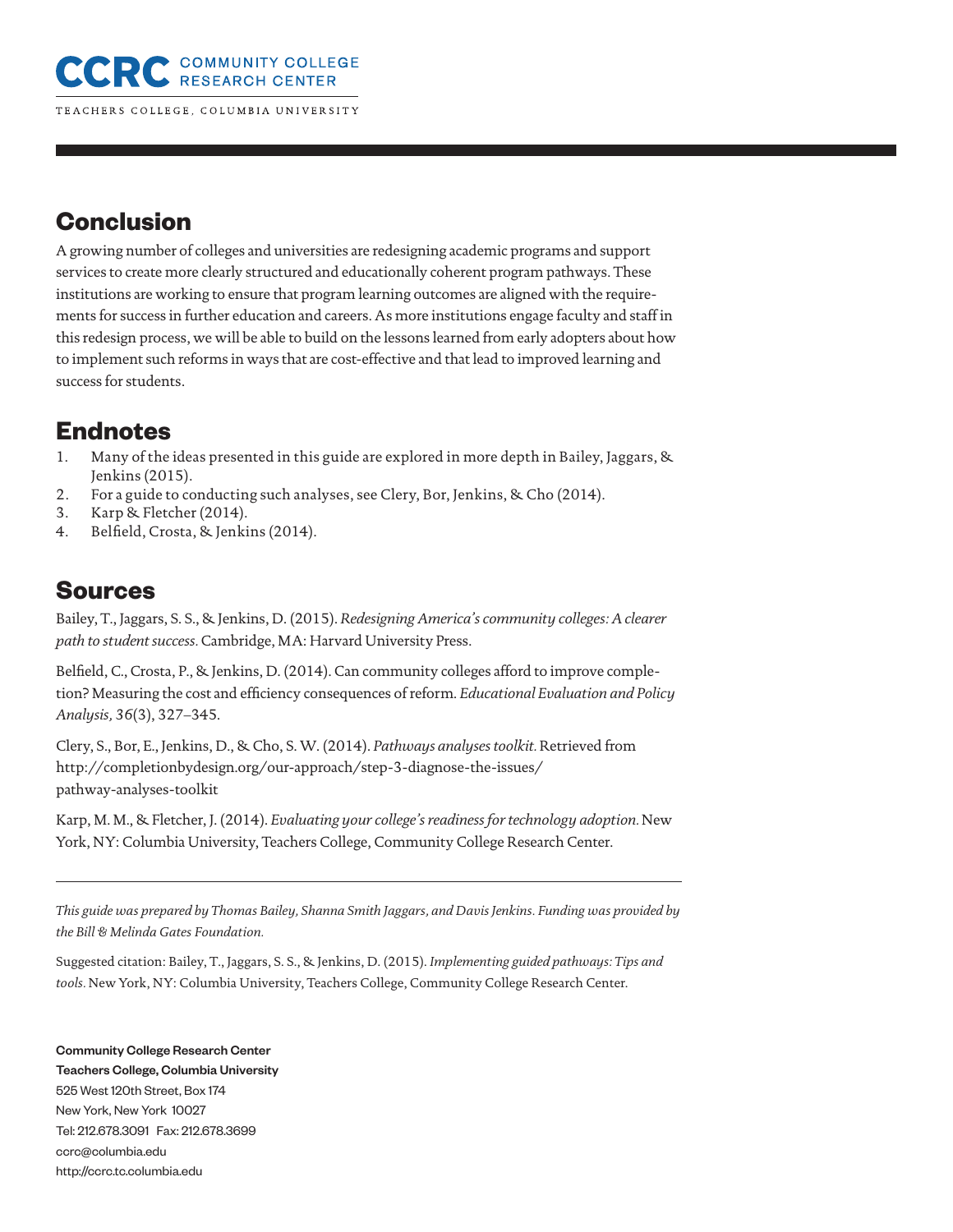## Conclusion

A growing number of colleges and universities are redesigning academic programs and support services to create more clearly structured and educationally coherent program pathways. These institutions are working to ensure that program learning outcomes are aligned with the requirements for success in further education and careers. As more institutions engage faculty and staff in this redesign process, we will be able to build on the lessons learned from early adopters about how to implement such reforms in ways that are cost-effective and that lead to improved learning and success for students.

## Endnotes

1. Many of the ideas presented in this guide are explored in more depth in Bailey, Jaggars, & Jenkins (2015).
2. For a guide to conducting such analyses, see Clery, Bor, Jenkins, & Cho (2014).
3. Karp & Fletcher (2014).
4. Belfield, Crosta, & Jenkins (2014).

## Sources

Bailey, T., Jaggars, S. S., & Jenkins, D. (2015). *Redesigning America's community colleges: A clearer path to student success.* Cambridge, MA: Harvard University Press.

Belfield, C., Crosta, P., & Jenkins, D. (2014). Can community colleges afford to improve completion? Measuring the cost and efficiency consequences of reform. *Educational Evaluation and Policy Analysis, 36*(3), 327–345.

Clery, S., Bor, E., Jenkins, D., & Cho, S. W. (2014). *Pathways analyses toolkit.* Retrieved from http://completionbydesign.org/our-approach/step-3-diagnose-the-issues/pathway-analyses-toolkit

Karp, M. M., & Fletcher, J. (2014). *Evaluating your college's readiness for technology adoption.* New York, NY: Columbia University, Teachers College, Community College Research Center.

---

*This guide was prepared by Thomas Bailey, Shanna Smith Jaggars, and Davis Jenkins. Funding was provided by the Bill & Melinda Gates Foundation.*

Suggested citation: Bailey, T., Jaggars, S. S., & Jenkins, D. (2015). *Implementing guided pathways: Tips and tools.* New York, NY: Columbia University, Teachers College, Community College Research Center.

**Community College Research Center**
**Teachers College, Columbia University**
525 West 120th Street, Box 174
New York, New York 10027
Tel: 212.678.3091 Fax: 212.678.3699
ccrc@columbia.edu
http://ccrc.tc.columbia.edu